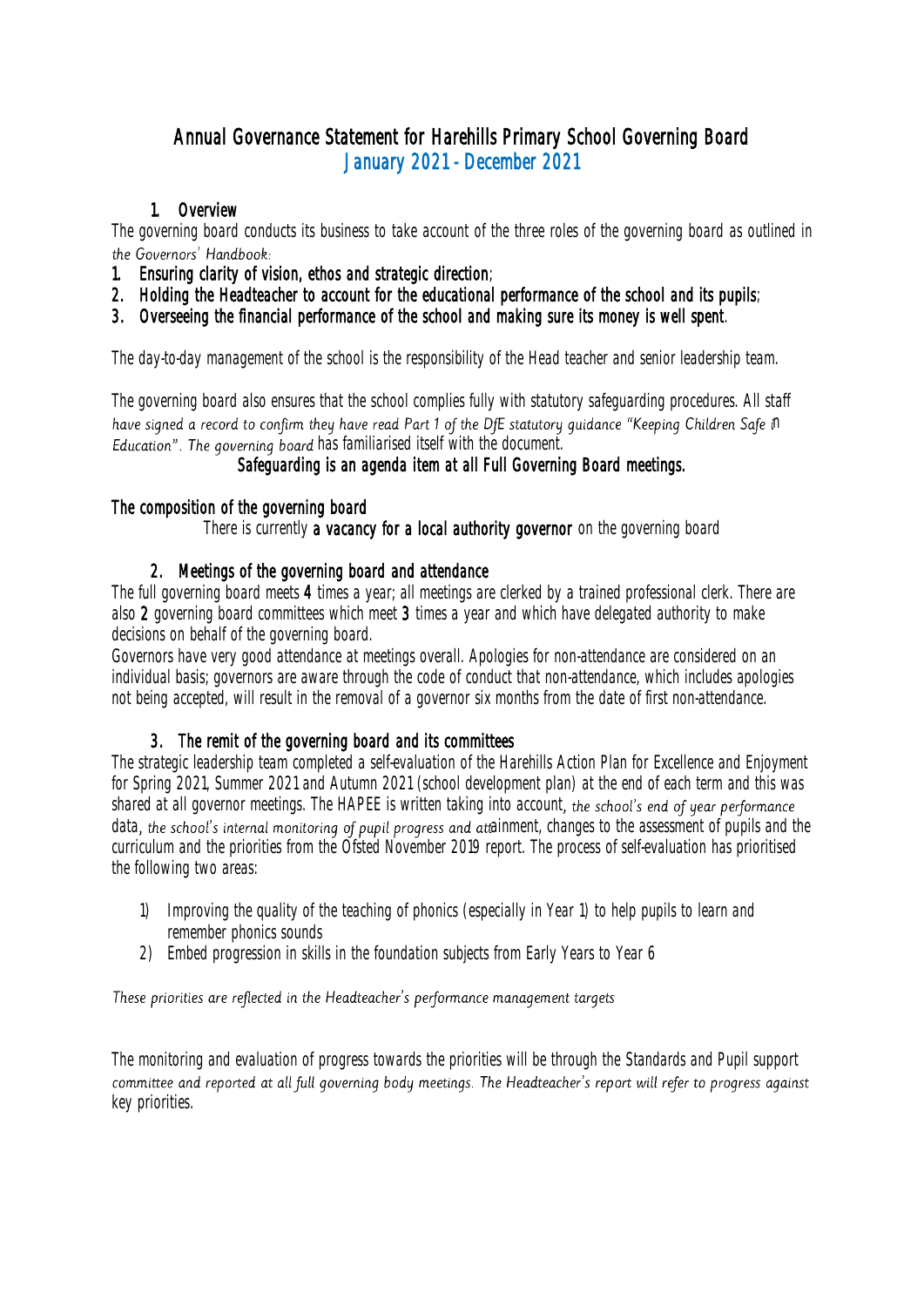# Annual Governance Statement for Harehills Primary School Governing Board

## January 2021 - December 2021

### 1. Overview

The governing board conducts its business to take account of the three roles of the governing board as outlined in the Governors' Handbook:

1. **Ensuring clarity of vision, ethos and strategic direction**;
2. **Holding the Headteacher to account for the educational performance of the school and its pupils**;
3. **Overseeing the financial performance of the school and making sure its money is well spent**.

The day-to-day management of the school is the responsibility of the Head teacher and senior leadership team.

The governing board also ensures that the school complies fully with statutory safeguarding procedures. All staff have signed a record to confirm they have read Part 1 of the DfE statutory guidance "Keeping Children Safe in Education". The governing board has familiarised itself with the document.

**Safeguarding is an agenda item at all Full Governing Board meetings.**

### The composition of the governing board

There is currently **a vacancy for a local authority governor** on the governing board

### 2. Meetings of the governing board and attendance

The full governing board meets **4** times a year; all meetings are clerked by a trained professional clerk. There are also **2** governing board committees which meet **3** times a year and which have delegated authority to make decisions on behalf of the governing board.

Governors have very good attendance at meetings overall. Apologies for non-attendance are considered on an individual basis; governors are aware through the code of conduct that non-attendance, which includes apologies not being accepted, will result in the removal of a governor six months from the date of first non-attendance.

### 3. The remit of the governing board and its committees

The strategic leadership team completed a self-evaluation of the Harehills Action Plan for Excellence and Enjoyment for Spring 2021, Summer 2021 and Autumn 2021 (school development plan) at the end of each term and this was shared at all governor meetings. The HAPEE is written taking into account, the school's end of year performance data, the school's internal monitoring of pupil progress and attainment, changes to the assessment of pupils and the curriculum and the priorities from the Ofsted November 2019 report. The process of self-evaluation has prioritised the following two areas:

1) Improving the quality of the teaching of phonics (especially in Year 1) to help pupils to learn and remember phonics sounds
2) Embed progression in skills in the foundation subjects from Early Years to Year 6

*These priorities are reflected in the Headteacher's performance management targets*

The monitoring and evaluation of progress towards the priorities will be through the Standards and Pupil support committee and reported at all full governing body meetings. The Headteacher's report will refer to progress against key priorities.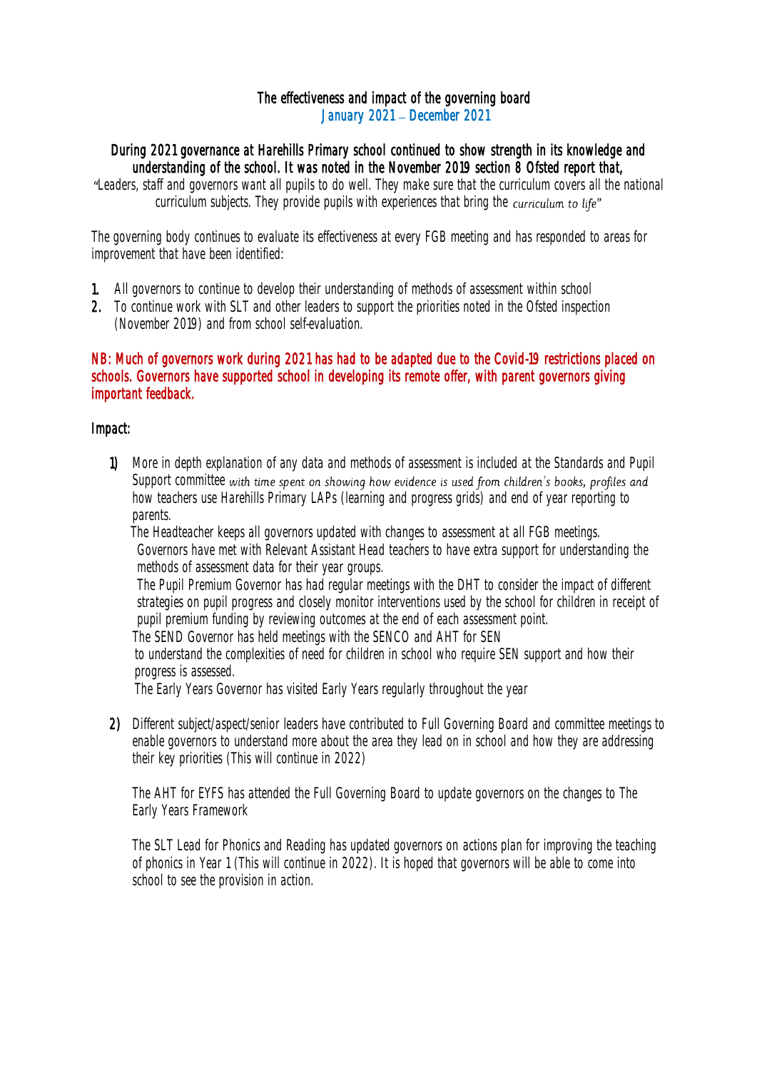**The effectiveness and impact of the governing board**
**January 2021 – December 2021**

**During 2021 governance at Harehills Primary school continued to show strength in its knowledge and understanding of the school. It was noted in the November 2019 section 8 Ofsted report that,**

"Leaders, staff and governors want all pupils to do well. They make sure that the curriculum covers all the national curriculum subjects. They provide pupils with experiences that bring the *curriculum to life*"

The governing body continues to evaluate its effectiveness at every FGB meeting and has responded to areas for improvement that have been identified:

1. All governors to continue to develop their understanding of methods of assessment within school
2. To continue work with SLT and other leaders to support the priorities noted in the Ofsted inspection (November 2019) and from school self-evaluation.

**NB: Much of governors work during 2021 has had to be adapted due to the Covid-19 restrictions placed on schools. Governors have supported school in developing its remote offer, with parent governors giving important feedback.**

**Impact:**

1) More in depth explanation of any data and methods of assessment is included at the Standards and Pupil Support committee *with time spent on showing how evidence is used from children's books, profiles and* how teachers use Harehills Primary LAPs (learning and progress grids) and end of year reporting to parents.

   The Headteacher keeps all governors updated with changes to assessment at all FGB meetings.

   Governors have met with Relevant Assistant Head teachers to have extra support for understanding the methods of assessment data for their year groups.

   The Pupil Premium Governor has had regular meetings with the DHT to consider the impact of different strategies on pupil progress and closely monitor interventions used by the school for children in receipt of pupil premium funding by reviewing outcomes at the end of each assessment point.

   The SEND Governor has held meetings with the SENCO and AHT for SEN to understand the complexities of need for children in school who require SEN support and how their progress is assessed.

   The Early Years Governor has visited Early Years regularly throughout the year

2) Different subject/aspect/senior leaders have contributed to Full Governing Board and committee meetings to enable governors to understand more about the area they lead on in school and how they are addressing their key priorities (This will continue in 2022)

   The AHT for EYFS has attended the Full Governing Board to update governors on the changes to The Early Years Framework

   The SLT Lead for Phonics and Reading has updated governors on actions plan for improving the teaching of phonics in Year 1 (This will continue in 2022). It is hoped that governors will be able to come into school to see the provision in action.